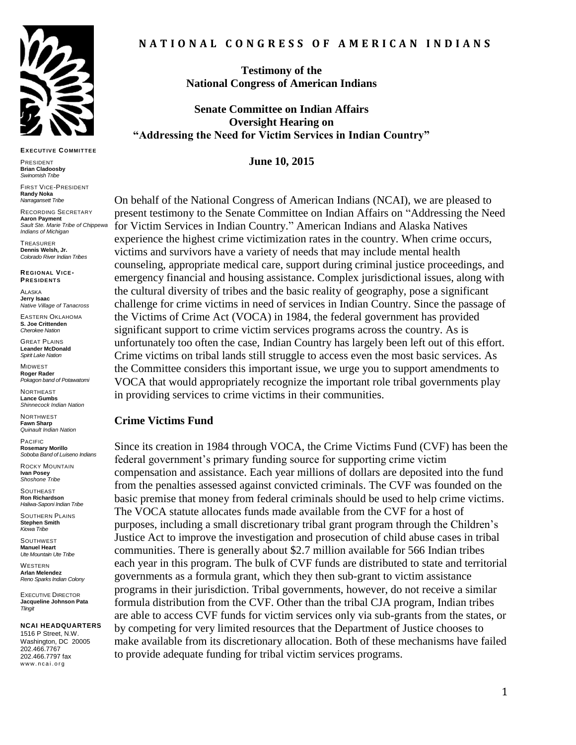# NATIONAL CONGRESS OF AMERICAN INDIANS

**EXECUTIVE COMMITTEE**

PRESIDENT
**Brian Cladoosby**
*Swinomish Tribe*

FIRST VICE-PRESIDENT
**Randy Noka**
*Narragansett Tribe*

RECORDING SECRETARY
**Aaron Payment**
*Sault Ste. Marie Tribe of Chippewa Indians of Michigan*

TREASURER
**Dennis Welsh, Jr.**
*Colorado River Indian Tribes*

**REGIONAL VICE-PRESIDENTS**

ALASKA
**Jerry Isaac**
*Native Village of Tanacross*

EASTERN OKLAHOMA
**S. Joe Crittenden**
*Cherokee Nation*

GREAT PLAINS
**Leander McDonald**
*Spirit Lake Nation*

MIDWEST
**Roger Rader**
*Pokagon band of Potawatomi*

NORTHEAST
**Lance Gumbs**
*Shinnecock Indian Nation*

NORTHWEST
**Fawn Sharp**
*Quinault Indian Nation*

PACIFIC
**Rosemary Morillo**
*Soboba Band of Luiseno Indians*

ROCKY MOUNTAIN
**Ivan Posey**
*Shoshone Tribe*

SOUTHEAST
**Ron Richardson**
*Haliwa-Saponi Indian Tribe*

SOUTHERN PLAINS
**Stephen Smith**
*Kiowa Tribe*

SOUTHWEST
**Manuel Heart**
*Ute Mountain Ute Tribe*

WESTERN
**Arlan Melendez**
*Reno Sparks Indian Colony*

EXECUTIVE DIRECTOR
**Jacqueline Johnson Pata**
*Tlingit*

**NCAI HEADQUARTERS**
1516 P Street, N.W.
Washington, DC 20005
202.466.7767
202.466.7797 fax
www.ncai.org

**Testimony of the**
**National Congress of American Indians**

**Senate Committee on Indian Affairs**
**Oversight Hearing on**
**"Addressing the Need for Victim Services in Indian Country"**

**June 10, 2015**

On behalf of the National Congress of American Indians (NCAI), we are pleased to present testimony to the Senate Committee on Indian Affairs on "Addressing the Need for Victim Services in Indian Country." American Indians and Alaska Natives experience the highest crime victimization rates in the country. When crime occurs, victims and survivors have a variety of needs that may include mental health counseling, appropriate medical care, support during criminal justice proceedings, and emergency financial and housing assistance. Complex jurisdictional issues, along with the cultural diversity of tribes and the basic reality of geography, pose a significant challenge for crime victims in need of services in Indian Country. Since the passage of the Victims of Crime Act (VOCA) in 1984, the federal government has provided significant support to crime victim services programs across the country. As is unfortunately too often the case, Indian Country has largely been left out of this effort. Crime victims on tribal lands still struggle to access even the most basic services. As the Committee considers this important issue, we urge you to support amendments to VOCA that would appropriately recognize the important role tribal governments play in providing services to crime victims in their communities.

## Crime Victims Fund

Since its creation in 1984 through VOCA, the Crime Victims Fund (CVF) has been the federal government's primary funding source for supporting crime victim compensation and assistance. Each year millions of dollars are deposited into the fund from the penalties assessed against convicted criminals. The CVF was founded on the basic premise that money from federal criminals should be used to help crime victims. The VOCA statute allocates funds made available from the CVF for a host of purposes, including a small discretionary tribal grant program through the Children's Justice Act to improve the investigation and prosecution of child abuse cases in tribal communities. There is generally about $2.7 million available for 566 Indian tribes each year in this program. The bulk of CVF funds are distributed to state and territorial governments as a formula grant, which they then sub-grant to victim assistance programs in their jurisdiction. Tribal governments, however, do not receive a similar formula distribution from the CVF. Other than the tribal CJA program, Indian tribes are able to access CVF funds for victim services only via sub-grants from the states, or by competing for very limited resources that the Department of Justice chooses to make available from its discretionary allocation. Both of these mechanisms have failed to provide adequate funding for tribal victim services programs.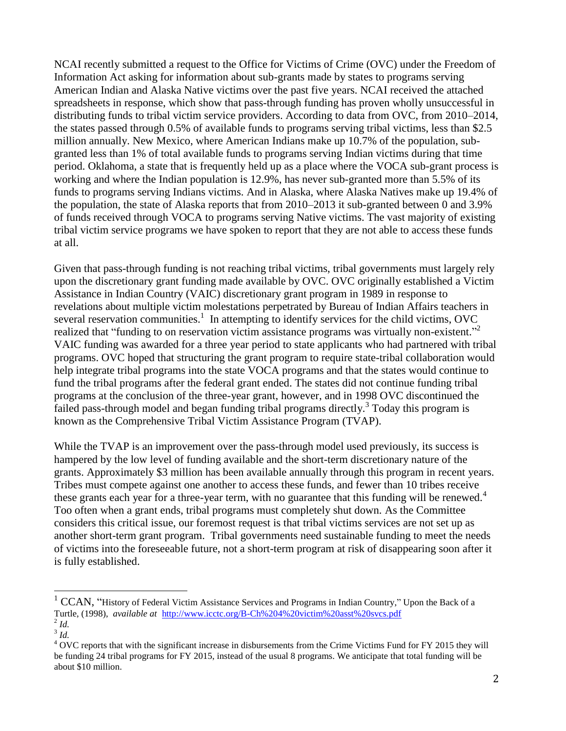NCAI recently submitted a request to the Office for Victims of Crime (OVC) under the Freedom of Information Act asking for information about sub-grants made by states to programs serving American Indian and Alaska Native victims over the past five years. NCAI received the attached spreadsheets in response, which show that pass-through funding has proven wholly unsuccessful in distributing funds to tribal victim service providers. According to data from OVC, from 2010–2014, the states passed through 0.5% of available funds to programs serving tribal victims, less than $2.5 million annually. New Mexico, where American Indians make up 10.7% of the population, sub-granted less than 1% of total available funds to programs serving Indian victims during that time period. Oklahoma, a state that is frequently held up as a place where the VOCA sub-grant process is working and where the Indian population is 12.9%, has never sub-granted more than 5.5% of its funds to programs serving Indians victims. And in Alaska, where Alaska Natives make up 19.4% of the population, the state of Alaska reports that from 2010–2013 it sub-granted between 0 and 3.9% of funds received through VOCA to programs serving Native victims. The vast majority of existing tribal victim service programs we have spoken to report that they are not able to access these funds at all.

Given that pass-through funding is not reaching tribal victims, tribal governments must largely rely upon the discretionary grant funding made available by OVC. OVC originally established a Victim Assistance in Indian Country (VAIC) discretionary grant program in 1989 in response to revelations about multiple victim molestations perpetrated by Bureau of Indian Affairs teachers in several reservation communities.[1] In attempting to identify services for the child victims, OVC realized that "funding to on reservation victim assistance programs was virtually non-existent."[2] VAIC funding was awarded for a three year period to state applicants who had partnered with tribal programs. OVC hoped that structuring the grant program to require state-tribal collaboration would help integrate tribal programs into the state VOCA programs and that the states would continue to fund the tribal programs after the federal grant ended. The states did not continue funding tribal programs at the conclusion of the three-year grant, however, and in 1998 OVC discontinued the failed pass-through model and began funding tribal programs directly.[3] Today this program is known as the Comprehensive Tribal Victim Assistance Program (TVAP).

While the TVAP is an improvement over the pass-through model used previously, its success is hampered by the low level of funding available and the short-term discretionary nature of the grants. Approximately $3 million has been available annually through this program in recent years. Tribes must compete against one another to access these funds, and fewer than 10 tribes receive these grants each year for a three-year term, with no guarantee that this funding will be renewed.[4] Too often when a grant ends, tribal programs must completely shut down. As the Committee considers this critical issue, our foremost request is that tribal victims services are not set up as another short-term grant program. Tribal governments need sustainable funding to meet the needs of victims into the foreseeable future, not a short-term program at risk of disappearing soon after it is fully established.

---

[1] CCAN, "History of Federal Victim Assistance Services and Programs in Indian Country," Upon the Back of a Turtle, (1998), *available at* http://www.icctc.org/B-Ch%204%20victim%20asst%20svcs.pdf

[2] *Id.*

[3] *Id.*

[4] OVC reports that with the significant increase in disbursements from the Crime Victims Fund for FY 2015 they will be funding 24 tribal programs for FY 2015, instead of the usual 8 programs. We anticipate that total funding will be about $10 million.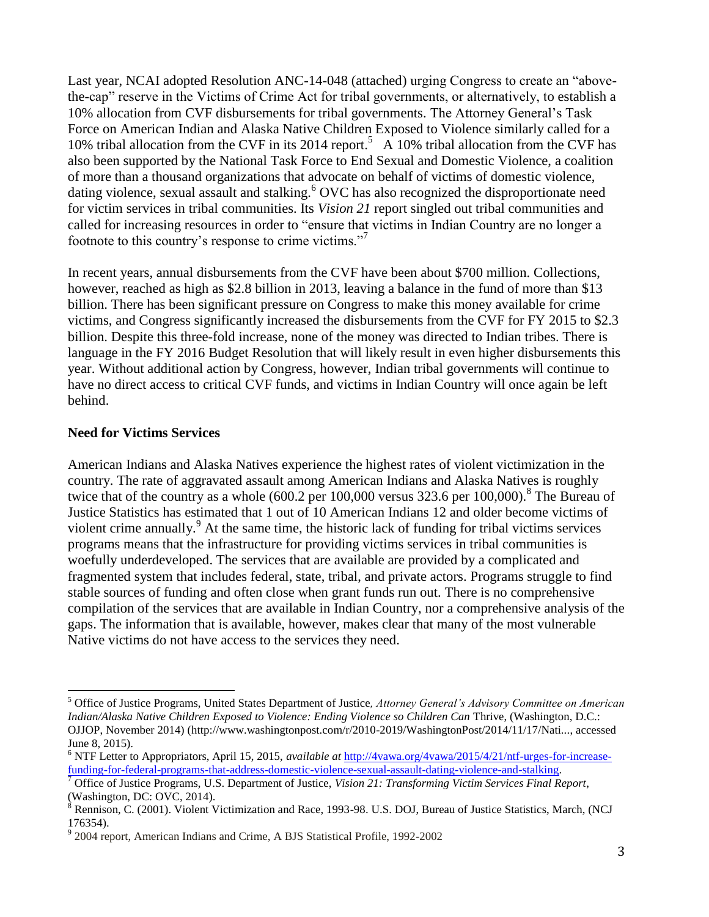Last year, NCAI adopted Resolution ANC-14-048 (attached) urging Congress to create an "above-the-cap" reserve in the Victims of Crime Act for tribal governments, or alternatively, to establish a 10% allocation from CVF disbursements for tribal governments. The Attorney General's Task Force on American Indian and Alaska Native Children Exposed to Violence similarly called for a 10% tribal allocation from the CVF in its 2014 report.[5] A 10% tribal allocation from the CVF has also been supported by the National Task Force to End Sexual and Domestic Violence, a coalition of more than a thousand organizations that advocate on behalf of victims of domestic violence, dating violence, sexual assault and stalking.[6] OVC has also recognized the disproportionate need for victim services in tribal communities. Its *Vision 21* report singled out tribal communities and called for increasing resources in order to "ensure that victims in Indian Country are no longer a footnote to this country's response to crime victims."[7]

In recent years, annual disbursements from the CVF have been about $700 million. Collections, however, reached as high as $2.8 billion in 2013, leaving a balance in the fund of more than $13 billion. There has been significant pressure on Congress to make this money available for crime victims, and Congress significantly increased the disbursements from the CVF for FY 2015 to $2.3 billion. Despite this three-fold increase, none of the money was directed to Indian tribes. There is language in the FY 2016 Budget Resolution that will likely result in even higher disbursements this year. Without additional action by Congress, however, Indian tribal governments will continue to have no direct access to critical CVF funds, and victims in Indian Country will once again be left behind.

**Need for Victims Services**

American Indians and Alaska Natives experience the highest rates of violent victimization in the country. The rate of aggravated assault among American Indians and Alaska Natives is roughly twice that of the country as a whole (600.2 per 100,000 versus 323.6 per 100,000).[8] The Bureau of Justice Statistics has estimated that 1 out of 10 American Indians 12 and older become victims of violent crime annually.[9] At the same time, the historic lack of funding for tribal victims services programs means that the infrastructure for providing victims services in tribal communities is woefully underdeveloped. The services that are available are provided by a complicated and fragmented system that includes federal, state, tribal, and private actors. Programs struggle to find stable sources of funding and often close when grant funds run out. There is no comprehensive compilation of the services that are available in Indian Country, nor a comprehensive analysis of the gaps. The information that is available, however, makes clear that many of the most vulnerable Native victims do not have access to the services they need.

---

[5] Office of Justice Programs, United States Department of Justice*, Attorney General's Advisory Committee on American Indian/Alaska Native Children Exposed to Violence: Ending Violence so Children Can* Thrive, (Washington, D.C.: OJJOP, November 2014) (http://www.washingtonpost.com/r/2010-2019/WashingtonPost/2014/11/17/Nati..., accessed June 8, 2015).

[6] NTF Letter to Appropriators, April 15, 2015, *available at* http://4vawa.org/4vawa/2015/4/21/ntf-urges-for-increase-funding-for-federal-programs-that-address-domestic-violence-sexual-assault-dating-violence-and-stalking.

[7] Office of Justice Programs, U.S. Department of Justice, *Vision 21: Transforming Victim Services Final Report*, (Washington, DC: OVC, 2014).

[8] Rennison, C. (2001). Violent Victimization and Race, 1993-98. U.S. DOJ, Bureau of Justice Statistics, March, (NCJ 176354).

[9] 2004 report, American Indians and Crime, A BJS Statistical Profile, 1992-2002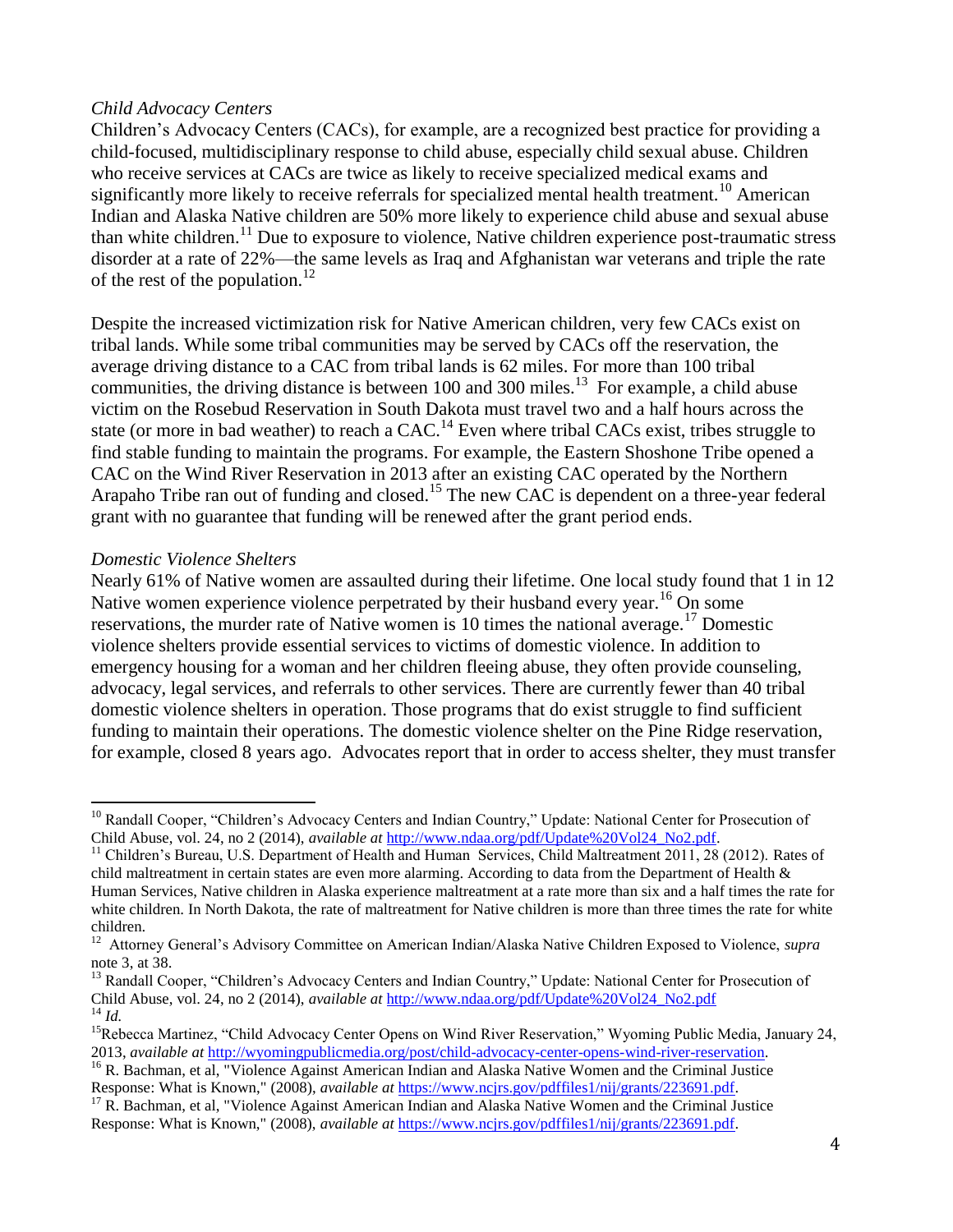*Child Advocacy Centers*

Children's Advocacy Centers (CACs), for example, are a recognized best practice for providing a child-focused, multidisciplinary response to child abuse, especially child sexual abuse. Children who receive services at CACs are twice as likely to receive specialized medical exams and significantly more likely to receive referrals for specialized mental health treatment.[10] American Indian and Alaska Native children are 50% more likely to experience child abuse and sexual abuse than white children.[11] Due to exposure to violence, Native children experience post-traumatic stress disorder at a rate of 22%—the same levels as Iraq and Afghanistan war veterans and triple the rate of the rest of the population.[12]

Despite the increased victimization risk for Native American children, very few CACs exist on tribal lands. While some tribal communities may be served by CACs off the reservation, the average driving distance to a CAC from tribal lands is 62 miles. For more than 100 tribal communities, the driving distance is between 100 and 300 miles.[13] For example, a child abuse victim on the Rosebud Reservation in South Dakota must travel two and a half hours across the state (or more in bad weather) to reach a CAC.[14] Even where tribal CACs exist, tribes struggle to find stable funding to maintain the programs. For example, the Eastern Shoshone Tribe opened a CAC on the Wind River Reservation in 2013 after an existing CAC operated by the Northern Arapaho Tribe ran out of funding and closed.[15] The new CAC is dependent on a three-year federal grant with no guarantee that funding will be renewed after the grant period ends.

*Domestic Violence Shelters*

Nearly 61% of Native women are assaulted during their lifetime. One local study found that 1 in 12 Native women experience violence perpetrated by their husband every year.[16] On some reservations, the murder rate of Native women is 10 times the national average.[17] Domestic violence shelters provide essential services to victims of domestic violence. In addition to emergency housing for a woman and her children fleeing abuse, they often provide counseling, advocacy, legal services, and referrals to other services. There are currently fewer than 40 tribal domestic violence shelters in operation. Those programs that do exist struggle to find sufficient funding to maintain their operations. The domestic violence shelter on the Pine Ridge reservation, for example, closed 8 years ago. Advocates report that in order to access shelter, they must transfer

---

[10] Randall Cooper, "Children's Advocacy Centers and Indian Country," Update: National Center for Prosecution of Child Abuse, vol. 24, no 2 (2014), *available at* http://www.ndaa.org/pdf/Update%20Vol24_No2.pdf.

[11] Children's Bureau, U.S. Department of Health and Human Services, Child Maltreatment 2011, 28 (2012). Rates of child maltreatment in certain states are even more alarming. According to data from the Department of Health & Human Services, Native children in Alaska experience maltreatment at a rate more than six and a half times the rate for white children. In North Dakota, the rate of maltreatment for Native children is more than three times the rate for white children.

[12] Attorney General's Advisory Committee on American Indian/Alaska Native Children Exposed to Violence, *supra* note 3, at 38.

[13] Randall Cooper, "Children's Advocacy Centers and Indian Country," Update: National Center for Prosecution of Child Abuse, vol. 24, no 2 (2014), *available at* http://www.ndaa.org/pdf/Update%20Vol24_No2.pdf

[14] *Id.*

[15] Rebecca Martinez, "Child Advocacy Center Opens on Wind River Reservation," Wyoming Public Media, January 24, 2013, *available at* http://wyomingpublicmedia.org/post/child-advocacy-center-opens-wind-river-reservation.

[16] R. Bachman, et al, "Violence Against American Indian and Alaska Native Women and the Criminal Justice Response: What is Known," (2008), *available at* https://www.ncjrs.gov/pdffiles1/nij/grants/223691.pdf.

[17] R. Bachman, et al, "Violence Against American Indian and Alaska Native Women and the Criminal Justice Response: What is Known," (2008), *available at* https://www.ncjrs.gov/pdffiles1/nij/grants/223691.pdf.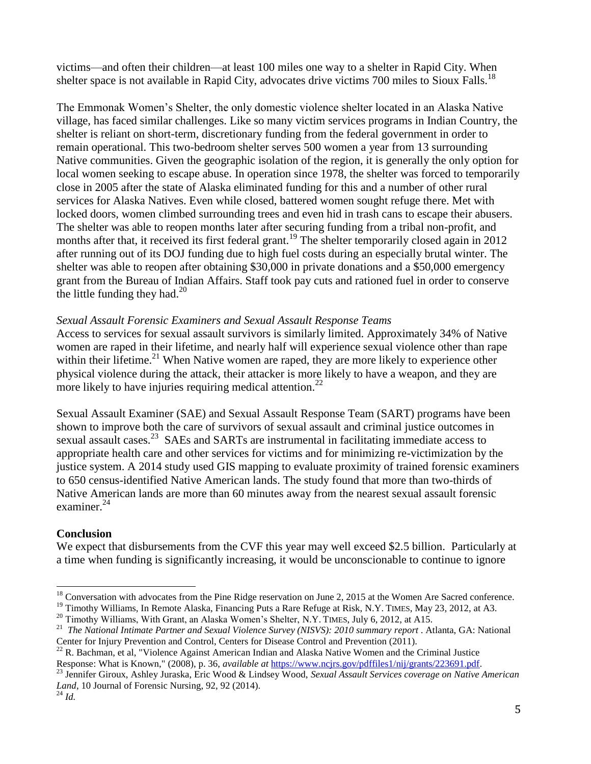victims—and often their children—at least 100 miles one way to a shelter in Rapid City. When shelter space is not available in Rapid City, advocates drive victims 700 miles to Sioux Falls.[18]

The Emmonak Women's Shelter, the only domestic violence shelter located in an Alaska Native village, has faced similar challenges. Like so many victim services programs in Indian Country, the shelter is reliant on short-term, discretionary funding from the federal government in order to remain operational. This two-bedroom shelter serves 500 women a year from 13 surrounding Native communities. Given the geographic isolation of the region, it is generally the only option for local women seeking to escape abuse. In operation since 1978, the shelter was forced to temporarily close in 2005 after the state of Alaska eliminated funding for this and a number of other rural services for Alaska Natives. Even while closed, battered women sought refuge there. Met with locked doors, women climbed surrounding trees and even hid in trash cans to escape their abusers. The shelter was able to reopen months later after securing funding from a tribal non-profit, and months after that, it received its first federal grant.[19] The shelter temporarily closed again in 2012 after running out of its DOJ funding due to high fuel costs during an especially brutal winter. The shelter was able to reopen after obtaining $30,000 in private donations and a $50,000 emergency grant from the Bureau of Indian Affairs. Staff took pay cuts and rationed fuel in order to conserve the little funding they had.[20]

*Sexual Assault Forensic Examiners and Sexual Assault Response Teams*

Access to services for sexual assault survivors is similarly limited. Approximately 34% of Native women are raped in their lifetime, and nearly half will experience sexual violence other than rape within their lifetime.[21] When Native women are raped, they are more likely to experience other physical violence during the attack, their attacker is more likely to have a weapon, and they are more likely to have injuries requiring medical attention.[22]

Sexual Assault Examiner (SAE) and Sexual Assault Response Team (SART) programs have been shown to improve both the care of survivors of sexual assault and criminal justice outcomes in sexual assault cases.[23] SAEs and SARTs are instrumental in facilitating immediate access to appropriate health care and other services for victims and for minimizing re-victimization by the justice system. A 2014 study used GIS mapping to evaluate proximity of trained forensic examiners to 650 census-identified Native American lands. The study found that more than two-thirds of Native American lands are more than 60 minutes away from the nearest sexual assault forensic examiner.[24]

**Conclusion**

We expect that disbursements from the CVF this year may well exceed $2.5 billion. Particularly at a time when funding is significantly increasing, it would be unconscionable to continue to ignore

---

[18] Conversation with advocates from the Pine Ridge reservation on June 2, 2015 at the Women Are Sacred conference.

[19] Timothy Williams, In Remote Alaska, Financing Puts a Rare Refuge at Risk, N.Y. TIMES, May 23, 2012, at A3.

[20] Timothy Williams, With Grant, an Alaska Women's Shelter, N.Y. TIMES, July 6, 2012, at A15.

[21] *The National Intimate Partner and Sexual Violence Survey (NISVS): 2010 summary report*. Atlanta, GA: National Center for Injury Prevention and Control, Centers for Disease Control and Prevention (2011).

[22] R. Bachman, et al, "Violence Against American Indian and Alaska Native Women and the Criminal Justice Response: What is Known," (2008), p. 36, *available at* https://www.ncjrs.gov/pdffiles1/nij/grants/223691.pdf.

[23] Jennifer Giroux, Ashley Juraska, Eric Wood & Lindsey Wood, *Sexual Assault Services coverage on Native American Land*, 10 Journal of Forensic Nursing, 92, 92 (2014).

[24] *Id.*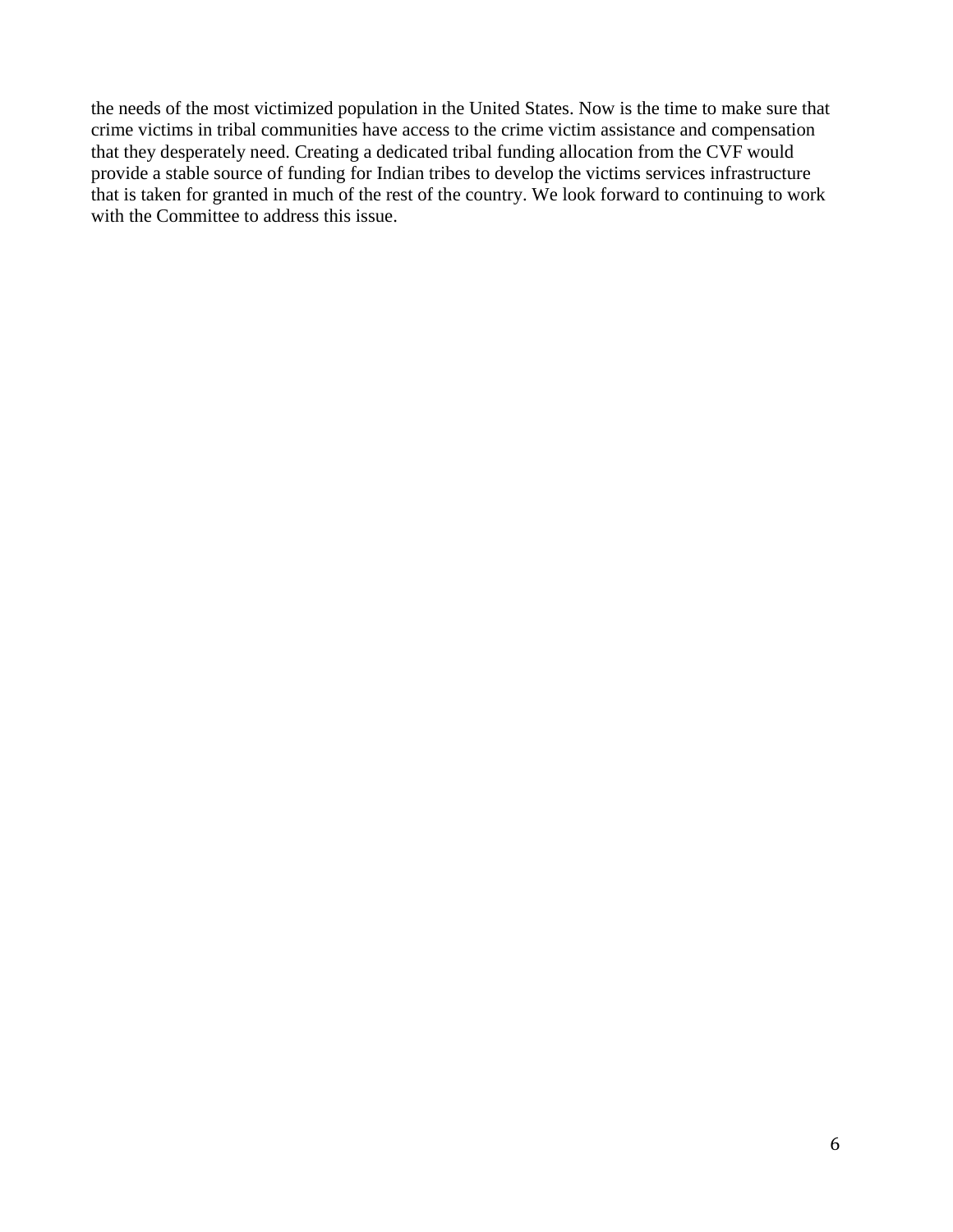the needs of the most victimized population in the United States. Now is the time to make sure that crime victims in tribal communities have access to the crime victim assistance and compensation that they desperately need. Creating a dedicated tribal funding allocation from the CVF would provide a stable source of funding for Indian tribes to develop the victims services infrastructure that is taken for granted in much of the rest of the country. We look forward to continuing to work with the Committee to address this issue.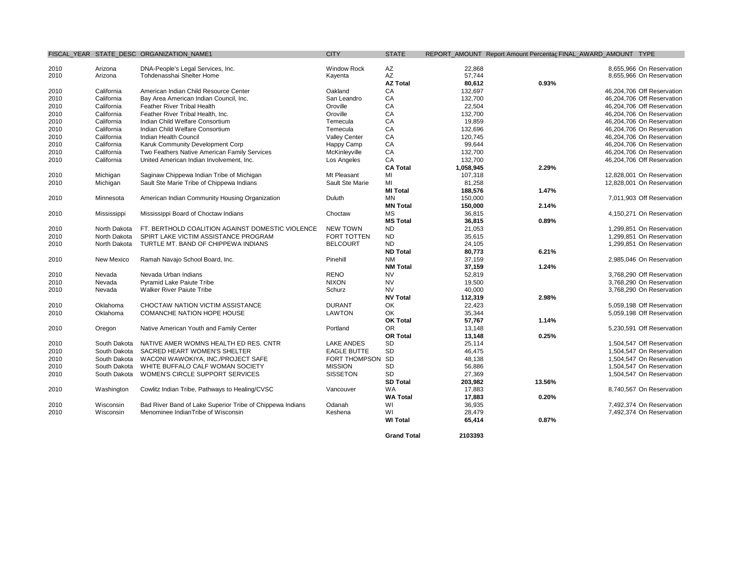| FISCAL_YEAR | STATE_DESC | ORGANIZATION_NAME1 | CITY | STATE | REPORT_AMOUNT | Report Amount Percentag | FINAL_AWARD_AMOUNT | TYPE |
|---|---|---|---|---|---|---|---|---|
| 2010 | Arizona | DNA-People's Legal Services, Inc. | Window Rock | AZ | 22,868 | | 8,655,966 | On Reservation |
| 2010 | Arizona | Tohdenasshai Shelter Home | Kayenta | AZ | 57,744 | | 8,655,966 | On Reservation |
| | | | | **AZ Total** | **80,612** | **0.93%** | | |
| 2010 | California | American Indian Child Resource Center | Oakland | CA | 132,697 | | 46,204,706 | Off Reservation |
| 2010 | California | Bay Area American Indian Council, Inc. | San Leandro | CA | 132,700 | | 46,204,706 | Off Reservation |
| 2010 | California | Feather River Tribal Health | Oroville | CA | 22,504 | | 46,204,706 | Off Reservation |
| 2010 | California | Feather River Tribal Health, Inc. | Oroville | CA | 132,700 | | 46,204,706 | On Reservation |
| 2010 | California | Indian Child Welfare Consortium | Temecula | CA | 19,859 | | 46,204,706 | On Reservation |
| 2010 | California | Indian Child Welfare Consortium | Temecula | CA | 132,696 | | 46,204,706 | On Reservation |
| 2010 | California | Indian Health Council | Valley Center | CA | 120,745 | | 46,204,706 | On Reservation |
| 2010 | California | Karuk Community Development Corp | Happy Camp | CA | 99,644 | | 46,204,706 | On Reservation |
| 2010 | California | Two Feathers Native American Family Services | McKinleyville | CA | 132,700 | | 46,204,706 | On Reservation |
| 2010 | California | United American Indian Involvement, Inc. | Los Angeles | CA | 132,700 | | 46,204,706 | Off Reservation |
| | | | | **CA Total** | **1,058,945** | **2.29%** | | |
| 2010 | Michigan | Saginaw Chippewa Indian Tribe of Michigan | Mt Pleasant | MI | 107,318 | | 12,828,001 | On Reservation |
| 2010 | Michigan | Sault Ste Marie Tribe of Chippewa Indians | Sault Ste Marie | MI | 81,258 | | 12,828,001 | On Reservation |
| | | | | **MI Total** | **188,576** | **1.47%** | | |
| 2010 | Minnesota | American Indian Community Housing Organization | Duluth | MN | 150,000 | | 7,011,903 | Off Reservation |
| | | | | **MN Total** | **150,000** | **2.14%** | | |
| 2010 | Mississippi | Mississippi Board of Choctaw Indians | Choctaw | MS | 36,815 | | 4,150,271 | On Reservation |
| | | | | **MS Total** | **36,815** | **0.89%** | | |
| 2010 | North Dakota | FT. BERTHOLD COALITION AGAINST DOMESTIC VIOLENCE | NEW TOWN | ND | 21,053 | | 1,299,851 | On Reservation |
| 2010 | North Dakota | SPIRT LAKE VICTIM ASSISTANCE PROGRAM | FORT TOTTEN | ND | 35,615 | | 1,299,851 | On Reservation |
| 2010 | North Dakota | TURTLE MT. BAND OF CHIPPEWA INDIANS | BELCOURT | ND | 24,105 | | 1,299,851 | On Reservation |
| | | | | **ND Total** | **80,773** | **6.21%** | | |
| 2010 | New Mexico | Ramah Navajo School Board, Inc. | Pinehill | NM | 37,159 | | 2,985,046 | On Reservation |
| | | | | **NM Total** | **37,159** | **1.24%** | | |
| 2010 | Nevada | Nevada Urban Indians | RENO | NV | 52,819 | | 3,768,290 | Off Reservation |
| 2010 | Nevada | Pyramid Lake Paiute Tribe | NIXON | NV | 19,500 | | 3,768,290 | On Reservation |
| 2010 | Nevada | Walker River Paiute Tribe | Schurz | NV | 40,000 | | 3,768,290 | On Reservation |
| | | | | **NV Total** | **112,319** | **2.98%** | | |
| 2010 | Oklahoma | CHOCTAW NATION VICTIM ASSISTANCE | DURANT | OK | 22,423 | | 5,059,198 | Off Reservation |
| 2010 | Oklahoma | COMANCHE NATION HOPE HOUSE | LAWTON | OK | 35,344 | | 5,059,198 | Off Reservation |
| | | | | **OK Total** | **57,767** | **1.14%** | | |
| 2010 | Oregon | Native American Youth and Family Center | Portland | OR | 13,148 | | 5,230,591 | Off Reservation |
| | | | | **OR Total** | **13,148** | **0.25%** | | |
| 2010 | South Dakota | NATIVE AMER WOMNS HEALTH ED RES. CNTR | LAKE ANDES | SD | 25,114 | | 1,504,547 | Off Reservation |
| 2010 | South Dakota | SACRED HEART WOMEN'S SHELTER | EAGLE BUTTE | SD | 46,475 | | 1,504,547 | On Reservation |
| 2010 | South Dakota | WACONI WAWOKIYA, INC./PROJECT SAFE | FORT THOMPSON | SD | 48,138 | | 1,504,547 | On Reservation |
| 2010 | South Dakota | WHITE BUFFALO CALF WOMAN SOCIETY | MISSION | SD | 56,886 | | 1,504,547 | On Reservation |
| 2010 | South Dakota | WOMEN'S CIRCLE SUPPORT SERVICES | SISSETON | SD | 27,369 | | 1,504,547 | On Reservation |
| | | | | **SD Total** | **203,982** | **13.56%** | | |
| 2010 | Washington | Cowlitz Indian Tribe, Pathways to Healing/CVSC | Vancouver | WA | 17,883 | | 8,740,567 | On Reservation |
| | | | | **WA Total** | **17,883** | **0.20%** | | |
| 2010 | Wisconsin | Bad River Band of Lake Superior Tribe of Chippewa Indians | Odanah | WI | 36,935 | | 7,492,374 | On Reservation |
| 2010 | Wisconsin | Menominee IndianTribe of Wisconsin | Keshena | WI | 28,479 | | 7,492,374 | On Reservation |
| | | | | **WI Total** | **65,414** | **0.87%** | | |
| | | | | **Grand Total** | **2103393** | | | |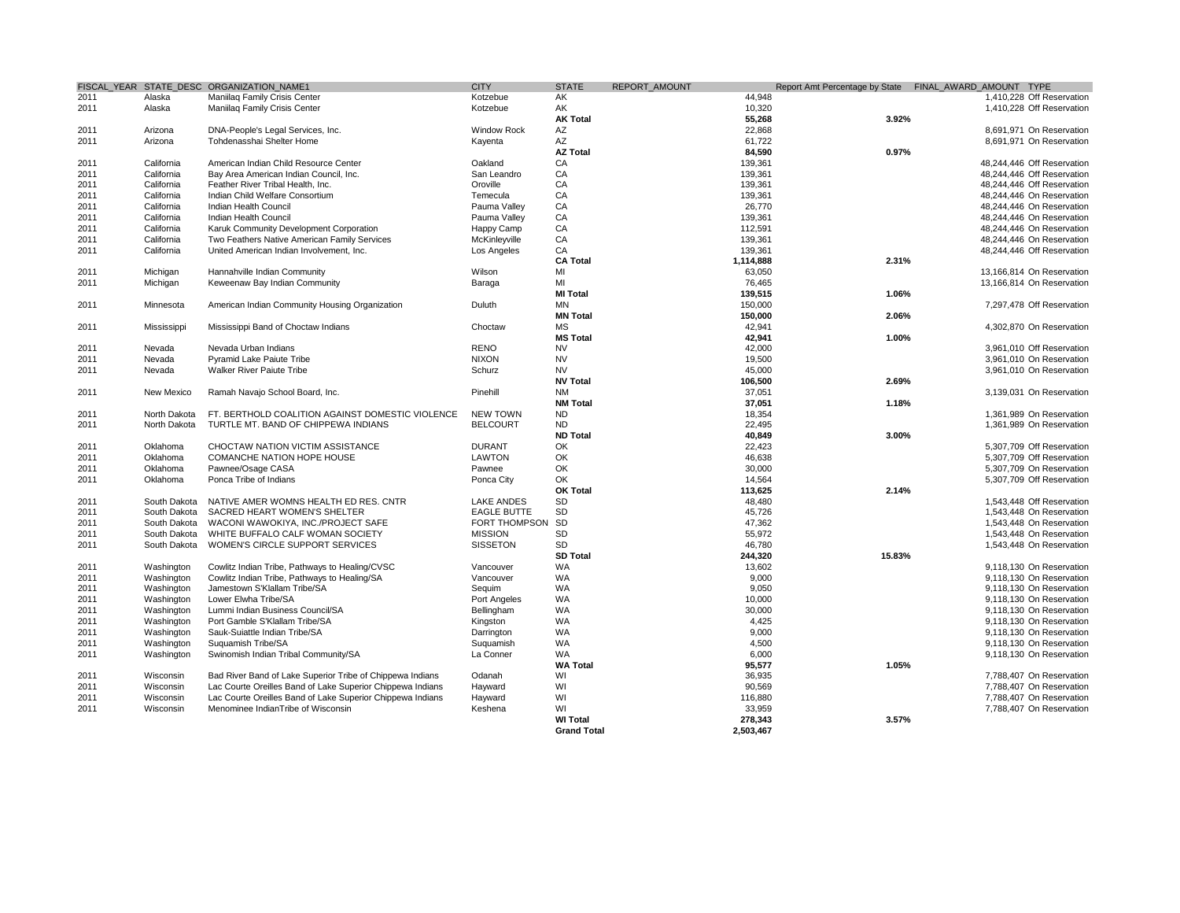| FISCAL_YEAR | STATE_DESC | ORGANIZATION_NAME1 | CITY | STATE | REPORT_AMOUNT | Report Amt Percentage by State | FINAL_AWARD_AMOUNT | TYPE |
|---|---|---|---|---|---|---|---|---|
| 2011 | Alaska | Maniilaq Family Crisis Center | Kotzebue | AK | 44,948 | | 1,410,228 | Off Reservation |
| 2011 | Alaska | Maniilaq Family Crisis Center | Kotzebue | AK | 10,320 | | 1,410,228 | Off Reservation |
| | | | | **AK Total** | **55,268** | **3.92%** | | |
| 2011 | Arizona | DNA-People's Legal Services, Inc. | Window Rock | AZ | 22,868 | | 8,691,971 | On Reservation |
| 2011 | Arizona | Tohdenasshai Shelter Home | Kayenta | AZ | 61,722 | | 8,691,971 | On Reservation |
| | | | | **AZ Total** | **84,590** | **0.97%** | | |
| 2011 | California | American Indian Child Resource Center | Oakland | CA | 139,361 | | 48,244,446 | Off Reservation |
| 2011 | California | Bay Area American Indian Council, Inc. | San Leandro | CA | 139,361 | | 48,244,446 | Off Reservation |
| 2011 | California | Feather River Tribal Health, Inc. | Oroville | CA | 139,361 | | 48,244,446 | Off Reservation |
| 2011 | California | Indian Child Welfare Consortium | Temecula | CA | 139,361 | | 48,244,446 | On Reservation |
| 2011 | California | Indian Health Council | Pauma Valley | CA | 26,770 | | 48,244,446 | On Reservation |
| 2011 | California | Indian Health Council | Pauma Valley | CA | 139,361 | | 48,244,446 | On Reservation |
| 2011 | California | Karuk Community Development Corporation | Happy Camp | CA | 112,591 | | 48,244,446 | On Reservation |
| 2011 | California | Two Feathers Native American Family Services | McKinleyville | CA | 139,361 | | 48,244,446 | On Reservation |
| 2011 | California | United American Indian Involvement, Inc. | Los Angeles | CA | 139,361 | | 48,244,446 | Off Reservation |
| | | | | **CA Total** | **1,114,888** | **2.31%** | | |
| 2011 | Michigan | Hannahville Indian Community | Wilson | MI | 63,050 | | 13,166,814 | On Reservation |
| 2011 | Michigan | Keweenaw Bay Indian Community | Baraga | MI | 76,465 | | 13,166,814 | On Reservation |
| | | | | **MI Total** | **139,515** | **1.06%** | | |
| 2011 | Minnesota | American Indian Community Housing Organization | Duluth | MN | 150,000 | | 7,297,478 | Off Reservation |
| | | | | **MN Total** | **150,000** | **2.06%** | | |
| 2011 | Mississippi | Mississippi Band of Choctaw Indians | Choctaw | MS | 42,941 | | 4,302,870 | On Reservation |
| | | | | **MS Total** | **42,941** | **1.00%** | | |
| 2011 | Nevada | Nevada Urban Indians | RENO | NV | 42,000 | | 3,961,010 | Off Reservation |
| 2011 | Nevada | Pyramid Lake Paiute Tribe | NIXON | NV | 19,500 | | 3,961,010 | On Reservation |
| 2011 | Nevada | Walker River Paiute Tribe | Schurz | NV | 45,000 | | 3,961,010 | On Reservation |
| | | | | **NV Total** | **106,500** | **2.69%** | | |
| 2011 | New Mexico | Ramah Navajo School Board, Inc. | Pinehill | NM | 37,051 | | 3,139,031 | On Reservation |
| | | | | **NM Total** | **37,051** | **1.18%** | | |
| 2011 | North Dakota | FT. BERTHOLD COALITION AGAINST DOMESTIC VIOLENCE | NEW TOWN | ND | 18,354 | | 1,361,989 | On Reservation |
| 2011 | North Dakota | TURTLE MT. BAND OF CHIPPEWA INDIANS | BELCOURT | ND | 22,495 | | 1,361,989 | On Reservation |
| | | | | **ND Total** | **40,849** | **3.00%** | | |
| 2011 | Oklahoma | CHOCTAW NATION VICTIM ASSISTANCE | DURANT | OK | 22,423 | | 5,307,709 | Off Reservation |
| 2011 | Oklahoma | COMANCHE NATION HOPE HOUSE | LAWTON | OK | 46,638 | | 5,307,709 | Off Reservation |
| 2011 | Oklahoma | Pawnee/Osage CASA | Pawnee | OK | 30,000 | | 5,307,709 | On Reservation |
| 2011 | Oklahoma | Ponca Tribe of Indians | Ponca City | OK | 14,564 | | 5,307,709 | Off Reservation |
| | | | | **OK Total** | **113,625** | **2.14%** | | |
| 2011 | South Dakota | NATIVE AMER WOMNS HEALTH ED RES. CNTR | LAKE ANDES | SD | 48,480 | | 1,543,448 | Off Reservation |
| 2011 | South Dakota | SACRED HEART WOMEN'S SHELTER | EAGLE BUTTE | SD | 45,726 | | 1,543,448 | On Reservation |
| 2011 | South Dakota | WACONI WAWOKIYA, INC./PROJECT SAFE | FORT THOMPSON | SD | 47,362 | | 1,543,448 | On Reservation |
| 2011 | South Dakota | WHITE BUFFALO CALF WOMAN SOCIETY | MISSION | SD | 55,972 | | 1,543,448 | On Reservation |
| 2011 | South Dakota | WOMEN'S CIRCLE SUPPORT SERVICES | SISSETON | SD | 46,780 | | 1,543,448 | On Reservation |
| | | | | **SD Total** | **244,320** | **15.83%** | | |
| 2011 | Washington | Cowlitz Indian Tribe, Pathways to Healing/CVSC | Vancouver | WA | 13,602 | | 9,118,130 | On Reservation |
| 2011 | Washington | Cowlitz Indian Tribe, Pathways to Healing/SA | Vancouver | WA | 9,000 | | 9,118,130 | On Reservation |
| 2011 | Washington | Jamestown S'Klallam Tribe/SA | Sequim | WA | 9,050 | | 9,118,130 | On Reservation |
| 2011 | Washington | Lower Elwha Tribe/SA | Port Angeles | WA | 10,000 | | 9,118,130 | On Reservation |
| 2011 | Washington | Lummi Indian Business Council/SA | Bellingham | WA | 30,000 | | 9,118,130 | On Reservation |
| 2011 | Washington | Port Gamble S'Klallam Tribe/SA | Kingston | WA | 4,425 | | 9,118,130 | On Reservation |
| 2011 | Washington | Sauk-Suiattle Indian Tribe/SA | Darrington | WA | 9,000 | | 9,118,130 | On Reservation |
| 2011 | Washington | Suquamish Tribe/SA | Suquamish | WA | 4,500 | | 9,118,130 | On Reservation |
| 2011 | Washington | Swinomish Indian Tribal Community/SA | La Conner | WA | 6,000 | | 9,118,130 | On Reservation |
| | | | | **WA Total** | **95,577** | **1.05%** | | |
| 2011 | Wisconsin | Bad River Band of Lake Superior Tribe of Chippewa Indians | Odanah | WI | 36,935 | | 7,788,407 | On Reservation |
| 2011 | Wisconsin | Lac Courte Oreilles Band of Lake Superior Chippewa Indians | Hayward | WI | 90,569 | | 7,788,407 | On Reservation |
| 2011 | Wisconsin | Lac Courte Oreilles Band of Lake Superior Chippewa Indians | Hayward | WI | 116,880 | | 7,788,407 | On Reservation |
| 2011 | Wisconsin | Menominee IndianTribe of Wisconsin | Keshena | WI | 33,959 | | 7,788,407 | On Reservation |
| | | | | **WI Total** | **278,343** | **3.57%** | | |
| | | | | **Grand Total** | **2,503,467** | | | |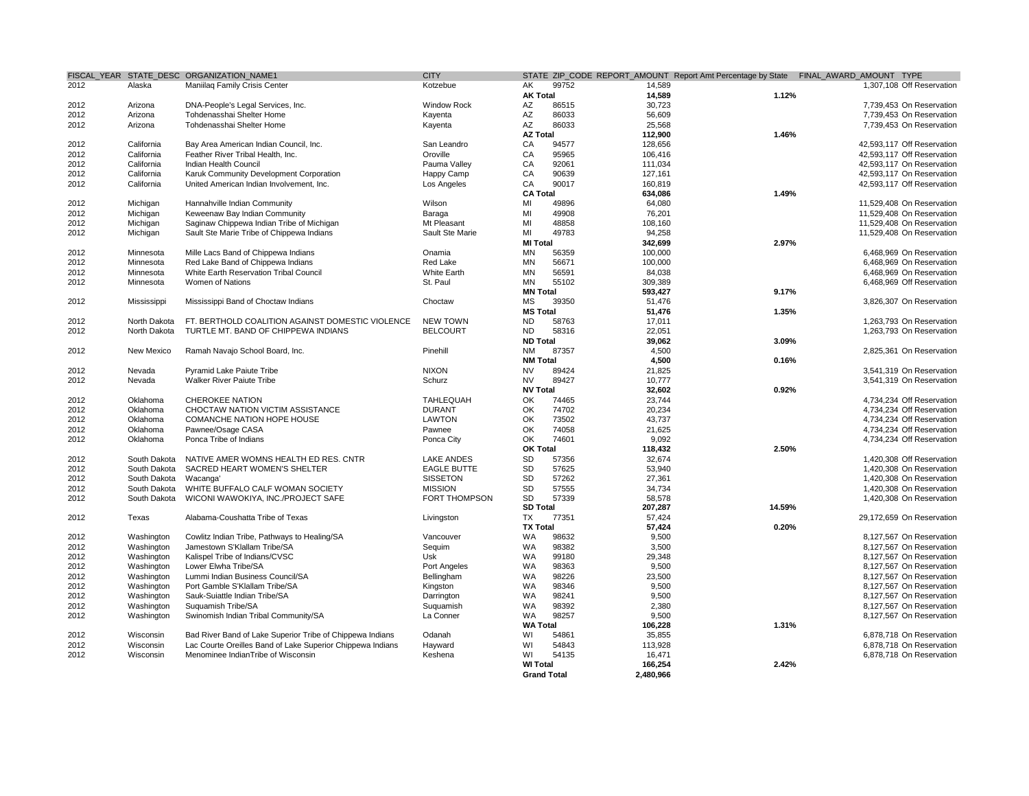| FISCAL_YEAR | STATE_DESC | ORGANIZATION_NAME1 | CITY | STATE | ZIP_CODE | REPORT_AMOUNT | Report Amt Percentage by State | FINAL_AWARD_AMOUNT | TYPE |
|---|---|---|---|---|---|---|---|---|---|
| 2012 | Alaska | Maniilaq Family Crisis Center | Kotzebue | AK | 99752 | 14,589 | | 1,307,108 | Off Reservation |
| | | | | **AK Total** | | **14,589** | **1.12%** | | |
| 2012 | Arizona | DNA-People's Legal Services, Inc. | Window Rock | AZ | 86515 | 30,723 | | 7,739,453 | On Reservation |
| 2012 | Arizona | Tohdenasshai Shelter Home | Kayenta | AZ | 86033 | 56,609 | | 7,739,453 | On Reservation |
| 2012 | Arizona | Tohdenasshai Shelter Home | Kayenta | AZ | 86033 | 25,568 | | 7,739,453 | On Reservation |
| | | | | **AZ Total** | | **112,900** | **1.46%** | | |
| 2012 | California | Bay Area American Indian Council, Inc. | San Leandro | CA | 94577 | 128,656 | | 42,593,117 | Off Reservation |
| 2012 | California | Feather River Tribal Health, Inc. | Oroville | CA | 95965 | 106,416 | | 42,593,117 | Off Reservation |
| 2012 | California | Indian Health Council | Pauma Valley | CA | 92061 | 111,034 | | 42,593,117 | On Reservation |
| 2012 | California | Karuk Community Development Corporation | Happy Camp | CA | 90639 | 127,161 | | 42,593,117 | On Reservation |
| 2012 | California | United American Indian Involvement, Inc. | Los Angeles | CA | 90017 | 160,819 | | 42,593,117 | Off Reservation |
| | | | | **CA Total** | | **634,086** | **1.49%** | | |
| 2012 | Michigan | Hannahville Indian Community | Wilson | MI | 49896 | 64,080 | | 11,529,408 | On Reservation |
| 2012 | Michigan | Keweenaw Bay Indian Community | Baraga | MI | 49908 | 76,201 | | 11,529,408 | On Reservation |
| 2012 | Michigan | Saginaw Chippewa Indian Tribe of Michigan | Mt Pleasant | MI | 48858 | 108,160 | | 11,529,408 | On Reservation |
| 2012 | Michigan | Sault Ste Marie Tribe of Chippewa Indians | Sault Ste Marie | MI | 49783 | 94,258 | | 11,529,408 | On Reservation |
| | | | | **MI Total** | | **342,699** | **2.97%** | | |
| 2012 | Minnesota | Mille Lacs Band of Chippewa Indians | Onamia | MN | 56359 | 100,000 | | 6,468,969 | On Reservation |
| 2012 | Minnesota | Red Lake Band of Chippewa Indians | Red Lake | MN | 56671 | 100,000 | | 6,468,969 | On Reservation |
| 2012 | Minnesota | White Earth Reservation Tribal Council | White Earth | MN | 56591 | 84,038 | | 6,468,969 | On Reservation |
| 2012 | Minnesota | Women of Nations | St. Paul | MN | 55102 | 309,389 | | 6,468,969 | Off Reservation |
| | | | | **MN Total** | | **593,427** | **9.17%** | | |
| 2012 | Mississippi | Mississippi Band of Choctaw Indians | Choctaw | MS | 39350 | 51,476 | | 3,826,307 | On Reservation |
| | | | | **MS Total** | | **51,476** | **1.35%** | | |
| 2012 | North Dakota | FT. BERTHOLD COALITION AGAINST DOMESTIC VIOLENCE | NEW TOWN | ND | 58763 | 17,011 | | 1,263,793 | On Reservation |
| 2012 | North Dakota | TURTLE MT. BAND OF CHIPPEWA INDIANS | BELCOURT | ND | 58316 | 22,051 | | 1,263,793 | On Reservation |
| | | | | **ND Total** | | **39,062** | **3.09%** | | |
| 2012 | New Mexico | Ramah Navajo School Board, Inc. | Pinehill | NM | 87357 | 4,500 | | 2,825,361 | On Reservation |
| | | | | **NM Total** | | **4,500** | **0.16%** | | |
| 2012 | Nevada | Pyramid Lake Paiute Tribe | NIXON | NV | 89424 | 21,825 | | 3,541,319 | On Reservation |
| 2012 | Nevada | Walker River Paiute Tribe | Schurz | NV | 89427 | 10,777 | | 3,541,319 | On Reservation |
| | | | | **NV Total** | | **32,602** | **0.92%** | | |
| 2012 | Oklahoma | CHEROKEE NATION | TAHLEQUAH | OK | 74465 | 23,744 | | 4,734,234 | Off Reservation |
| 2012 | Oklahoma | CHOCTAW NATION VICTIM ASSISTANCE | DURANT | OK | 74702 | 20,234 | | 4,734,234 | Off Reservation |
| 2012 | Oklahoma | COMANCHE NATION HOPE HOUSE | LAWTON | OK | 73502 | 43,737 | | 4,734,234 | Off Reservation |
| 2012 | Oklahoma | Pawnee/Osage CASA | Pawnee | OK | 74058 | 21,625 | | 4,734,234 | Off Reservation |
| 2012 | Oklahoma | Ponca Tribe of Indians | Ponca City | OK | 74601 | 9,092 | | 4,734,234 | Off Reservation |
| | | | | **OK Total** | | **118,432** | **2.50%** | | |
| 2012 | South Dakota | NATIVE AMER WOMNS HEALTH ED RES. CNTR | LAKE ANDES | SD | 57356 | 32,674 | | 1,420,308 | Off Reservation |
| 2012 | South Dakota | SACRED HEART WOMEN'S SHELTER | EAGLE BUTTE | SD | 57625 | 53,940 | | 1,420,308 | On Reservation |
| 2012 | South Dakota | Wacanga' | SISSETON | SD | 57262 | 27,361 | | 1,420,308 | On Reservation |
| 2012 | South Dakota | WHITE BUFFALO CALF WOMAN SOCIETY | MISSION | SD | 57555 | 34,734 | | 1,420,308 | On Reservation |
| 2012 | South Dakota | WICONI WAWOKIYA, INC./PROJECT SAFE | FORT THOMPSON | SD | 57339 | 58,578 | | 1,420,308 | On Reservation |
| | | | | **SD Total** | | **207,287** | **14.59%** | | |
| 2012 | Texas | Alabama-Coushatta Tribe of Texas | Livingston | TX | 77351 | 57,424 | | 29,172,659 | On Reservation |
| | | | | **TX Total** | | **57,424** | **0.20%** | | |
| 2012 | Washington | Cowlitz Indian Tribe, Pathways to Healing/SA | Vancouver | WA | 98632 | 9,500 | | 8,127,567 | On Reservation |
| 2012 | Washington | Jamestown S'Klallam Tribe/SA | Sequim | WA | 98382 | 3,500 | | 8,127,567 | On Reservation |
| 2012 | Washington | Kalispel Tribe of Indians/CVSC | Usk | WA | 99180 | 29,348 | | 8,127,567 | On Reservation |
| 2012 | Washington | Lower Elwha Tribe/SA | Port Angeles | WA | 98363 | 9,500 | | 8,127,567 | On Reservation |
| 2012 | Washington | Lummi Indian Business Council/SA | Bellingham | WA | 98226 | 23,500 | | 8,127,567 | On Reservation |
| 2012 | Washington | Port Gamble S'Klallam Tribe/SA | Kingston | WA | 98346 | 9,500 | | 8,127,567 | On Reservation |
| 2012 | Washington | Sauk-Suiattle Indian Tribe/SA | Darrington | WA | 98241 | 9,500 | | 8,127,567 | On Reservation |
| 2012 | Washington | Suquamish Tribe/SA | Suquamish | WA | 98392 | 2,380 | | 8,127,567 | On Reservation |
| 2012 | Washington | Swinomish Indian Tribal Community/SA | La Conner | WA | 98257 | 9,500 | | 8,127,567 | On Reservation |
| | | | | **WA Total** | | **106,228** | **1.31%** | | |
| 2012 | Wisconsin | Bad River Band of Lake Superior Tribe of Chippewa Indians | Odanah | WI | 54861 | 35,855 | | 6,878,718 | On Reservation |
| 2012 | Wisconsin | Lac Courte Oreilles Band of Lake Superior Chippewa Indians | Hayward | WI | 54843 | 113,928 | | 6,878,718 | On Reservation |
| 2012 | Wisconsin | Menominee IndianTribe of Wisconsin | Keshena | WI | 54135 | 16,471 | | 6,878,718 | On Reservation |
| | | | | **WI Total** | | **166,254** | **2.42%** | | |
| | | | | **Grand Total** | | **2,480,966** | | | |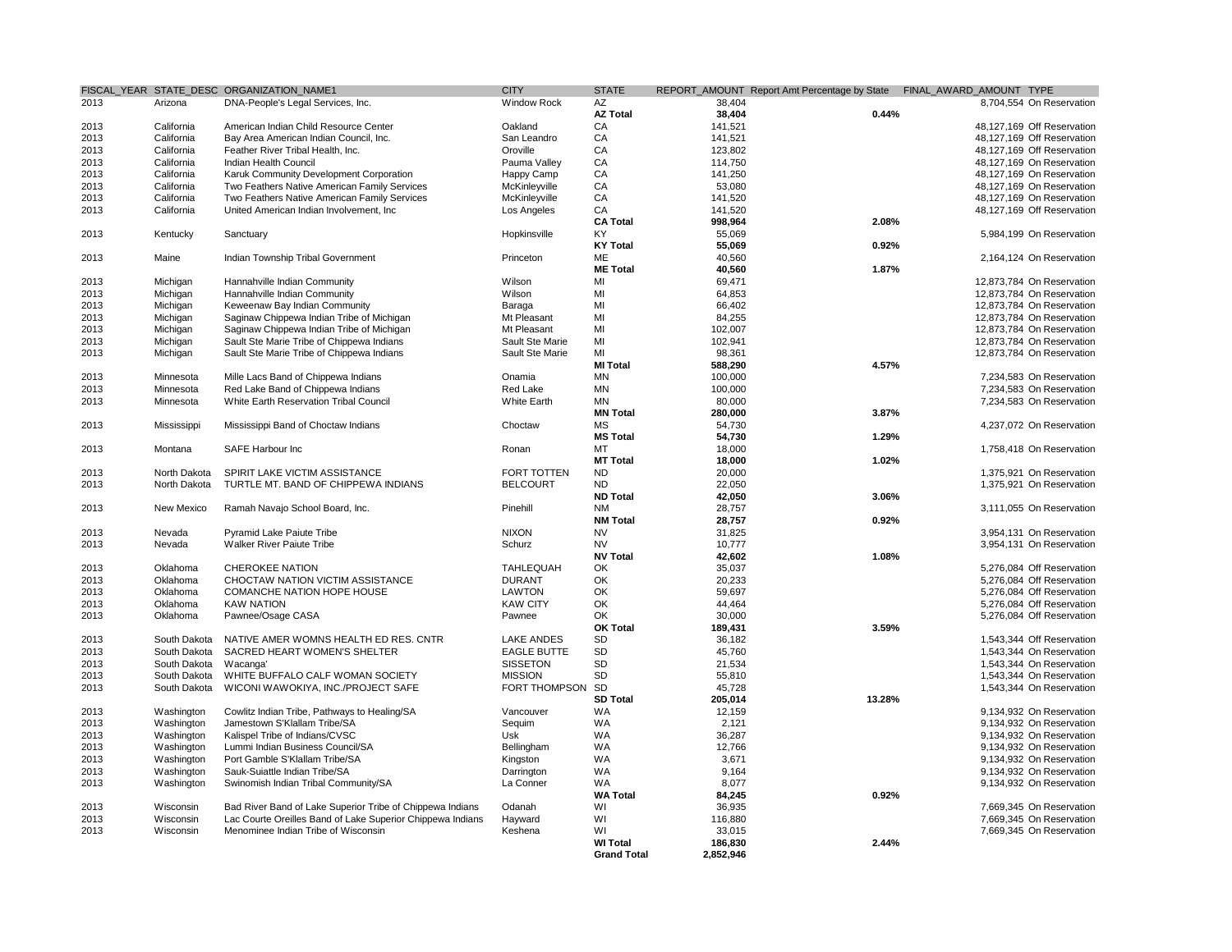| FISCAL_YEAR | STATE_DESC | ORGANIZATION_NAME1 | CITY | STATE | REPORT_AMOUNT | Report Amt Percentage by State | FINAL_AWARD_AMOUNT | TYPE |
|---|---|---|---|---|---|---|---|---|
| 2013 | Arizona | DNA-People's Legal Services, Inc. | Window Rock | AZ | 38,404 | | 8,704,554 | On Reservation |
| | | | | **AZ Total** | **38,404** | **0.44%** | | |
| 2013 | California | American Indian Child Resource Center | Oakland | CA | 141,521 | | 48,127,169 | Off Reservation |
| 2013 | California | Bay Area American Indian Council, Inc. | San Leandro | CA | 141,521 | | 48,127,169 | Off Reservation |
| 2013 | California | Feather River Tribal Health, Inc. | Oroville | CA | 123,802 | | 48,127,169 | Off Reservation |
| 2013 | California | Indian Health Council | Pauma Valley | CA | 114,750 | | 48,127,169 | On Reservation |
| 2013 | California | Karuk Community Development Corporation | Happy Camp | CA | 141,250 | | 48,127,169 | On Reservation |
| 2013 | California | Two Feathers Native American Family Services | McKinleyville | CA | 53,080 | | 48,127,169 | On Reservation |
| 2013 | California | Two Feathers Native American Family Services | McKinleyville | CA | 141,520 | | 48,127,169 | On Reservation |
| 2013 | California | United American Indian Involvement, Inc | Los Angeles | CA | 141,520 | | 48,127,169 | Off Reservation |
| | | | | **CA Total** | **998,964** | **2.08%** | | |
| 2013 | Kentucky | Sanctuary | Hopkinsville | KY | 55,069 | | 5,984,199 | On Reservation |
| | | | | **KY Total** | **55,069** | **0.92%** | | |
| 2013 | Maine | Indian Township Tribal Government | Princeton | ME | 40,560 | | 2,164,124 | On Reservation |
| | | | | **ME Total** | **40,560** | **1.87%** | | |
| 2013 | Michigan | Hannahville Indian Community | Wilson | MI | 69,471 | | 12,873,784 | On Reservation |
| 2013 | Michigan | Hannahville Indian Community | Wilson | MI | 64,853 | | 12,873,784 | On Reservation |
| 2013 | Michigan | Keweenaw Bay Indian Community | Baraga | MI | 66,402 | | 12,873,784 | On Reservation |
| 2013 | Michigan | Saginaw Chippewa Indian Tribe of Michigan | Mt Pleasant | MI | 84,255 | | 12,873,784 | On Reservation |
| 2013 | Michigan | Saginaw Chippewa Indian Tribe of Michigan | Mt Pleasant | MI | 102,007 | | 12,873,784 | On Reservation |
| 2013 | Michigan | Sault Ste Marie Tribe of Chippewa Indians | Sault Ste Marie | MI | 102,941 | | 12,873,784 | On Reservation |
| 2013 | Michigan | Sault Ste Marie Tribe of Chippewa Indians | Sault Ste Marie | MI | 98,361 | | 12,873,784 | On Reservation |
| | | | | **MI Total** | **588,290** | **4.57%** | | |
| 2013 | Minnesota | Mille Lacs Band of Chippewa Indians | Onamia | MN | 100,000 | | 7,234,583 | On Reservation |
| 2013 | Minnesota | Red Lake Band of Chippewa Indians | Red Lake | MN | 100,000 | | 7,234,583 | On Reservation |
| 2013 | Minnesota | White Earth Reservation Tribal Council | White Earth | MN | 80,000 | | 7,234,583 | On Reservation |
| | | | | **MN Total** | **280,000** | **3.87%** | | |
| 2013 | Mississippi | Mississippi Band of Choctaw Indians | Choctaw | MS | 54,730 | | 4,237,072 | On Reservation |
| | | | | **MS Total** | **54,730** | **1.29%** | | |
| 2013 | Montana | SAFE Harbour Inc | Ronan | MT | 18,000 | | 1,758,418 | On Reservation |
| | | | | **MT Total** | **18,000** | **1.02%** | | |
| 2013 | North Dakota | SPIRIT LAKE VICTIM ASSISTANCE | FORT TOTTEN | ND | 20,000 | | 1,375,921 | On Reservation |
| 2013 | North Dakota | TURTLE MT. BAND OF CHIPPEWA INDIANS | BELCOURT | ND | 22,050 | | 1,375,921 | On Reservation |
| | | | | **ND Total** | **42,050** | **3.06%** | | |
| 2013 | New Mexico | Ramah Navajo School Board, Inc. | Pinehill | NM | 28,757 | | 3,111,055 | On Reservation |
| | | | | **NM Total** | **28,757** | **0.92%** | | |
| 2013 | Nevada | Pyramid Lake Paiute Tribe | NIXON | NV | 31,825 | | 3,954,131 | On Reservation |
| 2013 | Nevada | Walker River Paiute Tribe | Schurz | NV | 10,777 | | 3,954,131 | On Reservation |
| | | | | **NV Total** | **42,602** | **1.08%** | | |
| 2013 | Oklahoma | CHEROKEE NATION | TAHLEQUAH | OK | 35,037 | | 5,276,084 | Off Reservation |
| 2013 | Oklahoma | CHOCTAW NATION VICTIM ASSISTANCE | DURANT | OK | 20,233 | | 5,276,084 | Off Reservation |
| 2013 | Oklahoma | COMANCHE NATION HOPE HOUSE | LAWTON | OK | 59,697 | | 5,276,084 | Off Reservation |
| 2013 | Oklahoma | KAW NATION | KAW CITY | OK | 44,464 | | 5,276,084 | Off Reservation |
| 2013 | Oklahoma | Pawnee/Osage CASA | Pawnee | OK | 30,000 | | 5,276,084 | Off Reservation |
| | | | | **OK Total** | **189,431** | **3.59%** | | |
| 2013 | South Dakota | NATIVE AMER WOMNS HEALTH ED RES. CNTR | LAKE ANDES | SD | 36,182 | | 1,543,344 | Off Reservation |
| 2013 | South Dakota | SACRED HEART WOMEN'S SHELTER | EAGLE BUTTE | SD | 45,760 | | 1,543,344 | On Reservation |
| 2013 | South Dakota | Wacanga' | SISSETON | SD | 21,534 | | 1,543,344 | On Reservation |
| 2013 | South Dakota | WHITE BUFFALO CALF WOMAN SOCIETY | MISSION | SD | 55,810 | | 1,543,344 | On Reservation |
| 2013 | South Dakota | WICONI WAWOKIYA, INC./PROJECT SAFE | FORT THOMPSON | SD | 45,728 | | 1,543,344 | On Reservation |
| | | | | **SD Total** | **205,014** | **13.28%** | | |
| 2013 | Washington | Cowlitz Indian Tribe, Pathways to Healing/SA | Vancouver | WA | 12,159 | | 9,134,932 | On Reservation |
| 2013 | Washington | Jamestown S'Klallam Tribe/SA | Sequim | WA | 2,121 | | 9,134,932 | On Reservation |
| 2013 | Washington | Kalispel Tribe of Indians/CVSC | Usk | WA | 36,287 | | 9,134,932 | On Reservation |
| 2013 | Washington | Lummi Indian Business Council/SA | Bellingham | WA | 12,766 | | 9,134,932 | On Reservation |
| 2013 | Washington | Port Gamble S'Klallam Tribe/SA | Kingston | WA | 3,671 | | 9,134,932 | On Reservation |
| 2013 | Washington | Sauk-Suiattle Indian Tribe/SA | Darrington | WA | 9,164 | | 9,134,932 | On Reservation |
| 2013 | Washington | Swinomish Indian Tribal Community/SA | La Conner | WA | 8,077 | | 9,134,932 | On Reservation |
| | | | | **WA Total** | **84,245** | **0.92%** | | |
| 2013 | Wisconsin | Bad River Band of Lake Superior Tribe of Chippewa Indians | Odanah | WI | 36,935 | | 7,669,345 | On Reservation |
| 2013 | Wisconsin | Lac Courte Oreilles Band of Lake Superior Chippewa Indians | Hayward | WI | 116,880 | | 7,669,345 | On Reservation |
| 2013 | Wisconsin | Menominee Indian Tribe of Wisconsin | Keshena | WI | 33,015 | | 7,669,345 | On Reservation |
| | | | | **WI Total** | **186,830** | **2.44%** | | |
| | | | | **Grand Total** | **2,852,946** | | | |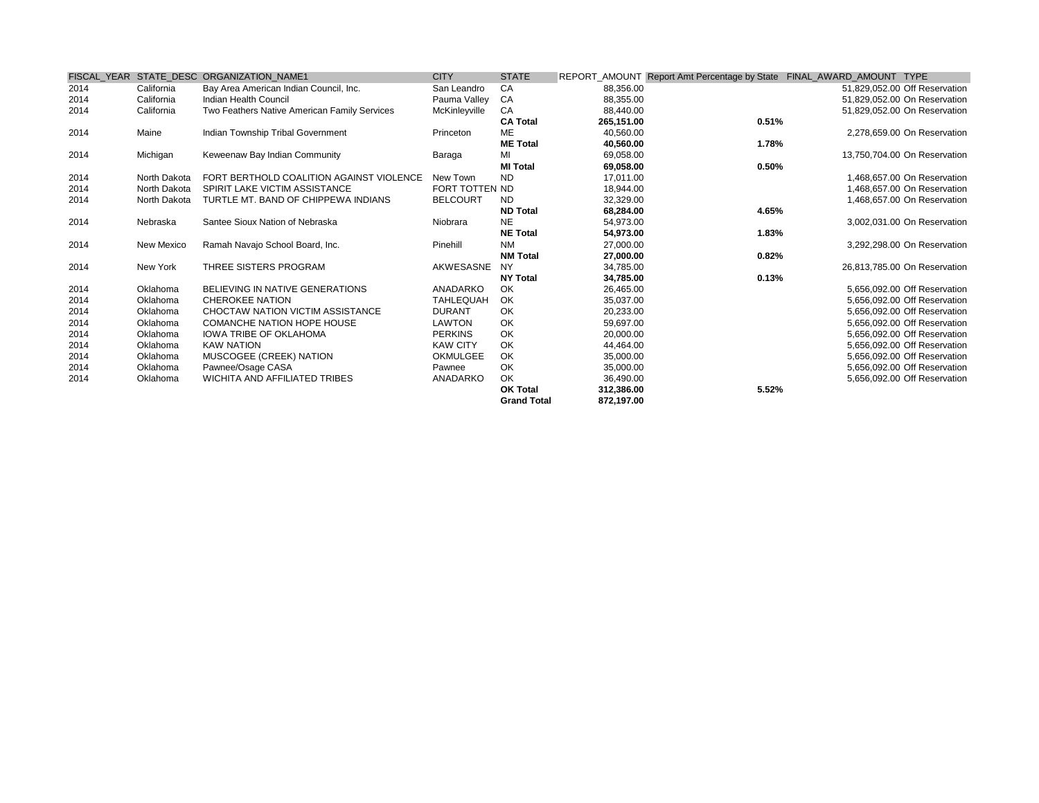| FISCAL_YEAR | STATE_DESC | ORGANIZATION_NAME1 | CITY | STATE | REPORT_AMOUNT | Report Amt Percentage by State | FINAL_AWARD_AMOUNT | TYPE |
|---|---|---|---|---|---|---|---|---|
| 2014 | California | Bay Area American Indian Council, Inc. | San Leandro | CA | 88,356.00 | | 51,829,052.00 | Off Reservation |
| 2014 | California | Indian Health Council | Pauma Valley | CA | 88,355.00 | | 51,829,052.00 | On Reservation |
| 2014 | California | Two Feathers Native American Family Services | McKinleyville | CA | 88,440.00 | | 51,829,052.00 | On Reservation |
| | | | | **CA Total** | **265,151.00** | **0.51%** | | |
| 2014 | Maine | Indian Township Tribal Government | Princeton | ME | 40,560.00 | | 2,278,659.00 | On Reservation |
| | | | | **ME Total** | **40,560.00** | **1.78%** | | |
| 2014 | Michigan | Keweenaw Bay Indian Community | Baraga | MI | 69,058.00 | | 13,750,704.00 | On Reservation |
| | | | | **MI Total** | **69,058.00** | **0.50%** | | |
| 2014 | North Dakota | FORT BERTHOLD COALITION AGAINST VIOLENCE | New Town | ND | 17,011.00 | | 1,468,657.00 | On Reservation |
| 2014 | North Dakota | SPIRIT LAKE VICTIM ASSISTANCE | FORT TOTTEN | ND | 18,944.00 | | 1,468,657.00 | On Reservation |
| 2014 | North Dakota | TURTLE MT. BAND OF CHIPPEWA INDIANS | BELCOURT | ND | 32,329.00 | | 1,468,657.00 | On Reservation |
| | | | | **ND Total** | **68,284.00** | **4.65%** | | |
| 2014 | Nebraska | Santee Sioux Nation of Nebraska | Niobrara | NE | 54,973.00 | | 3,002,031.00 | On Reservation |
| | | | | **NE Total** | **54,973.00** | **1.83%** | | |
| 2014 | New Mexico | Ramah Navajo School Board, Inc. | Pinehill | NM | 27,000.00 | | 3,292,298.00 | On Reservation |
| | | | | **NM Total** | **27,000.00** | **0.82%** | | |
| 2014 | New York | THREE SISTERS PROGRAM | AKWESASNE | NY | 34,785.00 | | 26,813,785.00 | On Reservation |
| | | | | **NY Total** | **34,785.00** | **0.13%** | | |
| 2014 | Oklahoma | BELIEVING IN NATIVE GENERATIONS | ANADARKO | OK | 26,465.00 | | 5,656,092.00 | Off Reservation |
| 2014 | Oklahoma | CHEROKEE NATION | TAHLEQUAH | OK | 35,037.00 | | 5,656,092.00 | Off Reservation |
| 2014 | Oklahoma | CHOCTAW NATION VICTIM ASSISTANCE | DURANT | OK | 20,233.00 | | 5,656,092.00 | Off Reservation |
| 2014 | Oklahoma | COMANCHE NATION HOPE HOUSE | LAWTON | OK | 59,697.00 | | 5,656,092.00 | Off Reservation |
| 2014 | Oklahoma | IOWA TRIBE OF OKLAHOMA | PERKINS | OK | 20,000.00 | | 5,656,092.00 | Off Reservation |
| 2014 | Oklahoma | KAW NATION | KAW CITY | OK | 44,464.00 | | 5,656,092.00 | Off Reservation |
| 2014 | Oklahoma | MUSCOGEE (CREEK) NATION | OKMULGEE | OK | 35,000.00 | | 5,656,092.00 | Off Reservation |
| 2014 | Oklahoma | Pawnee/Osage CASA | Pawnee | OK | 35,000.00 | | 5,656,092.00 | Off Reservation |
| 2014 | Oklahoma | WICHITA AND AFFILIATED TRIBES | ANADARKO | OK | 36,490.00 | | 5,656,092.00 | Off Reservation |
| | | | | **OK Total** | **312,386.00** | **5.52%** | | |
| | | | | **Grand Total** | **872,197.00** | | | |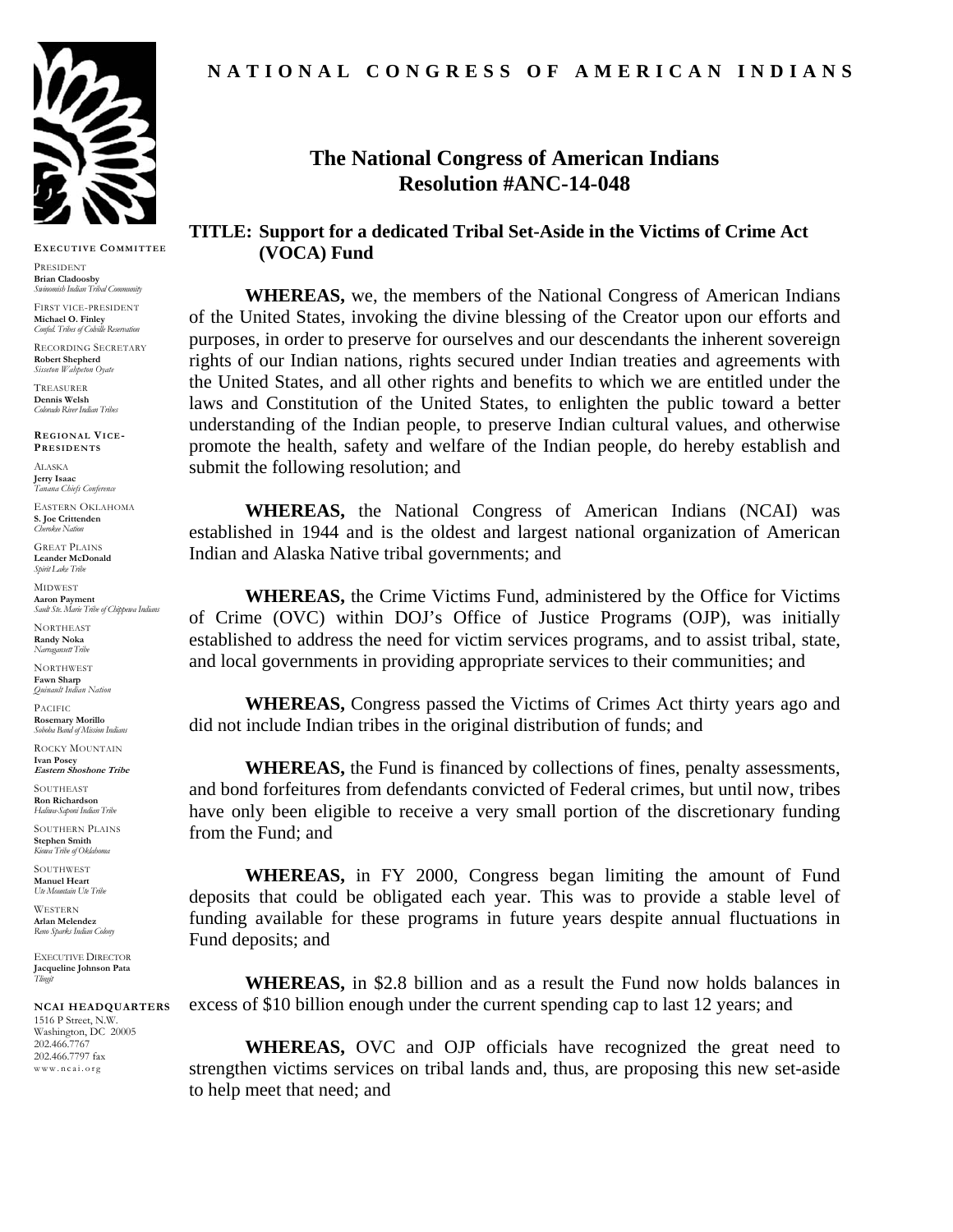**NATIONAL CONGRESS OF AMERICAN INDIANS**

**EXECUTIVE COMMITTEE**

PRESIDENT
**Brian Cladoosby**
*Swinomish Indian Tribal Community*

FIRST VICE-PRESIDENT
**Michael O. Finley**
*Confed. Tribes of Colville Reservation*

RECORDING SECRETARY
**Robert Shepherd**
*Sisseton Wahpeton Oyate*

TREASURER
**Dennis Welsh**
*Colorado River Indian Tribes*

**REGIONAL VICE-PRESIDENTS**

ALASKA
**Jerry Isaac**
*Tanana Chiefs Conference*

EASTERN OKLAHOMA
**S. Joe Crittenden**
*Cherokee Nation*

GREAT PLAINS
**Leander McDonald**
*Spirit Lake Tribe*

MIDWEST
**Aaron Payment**
*Sault Ste. Marie Tribe of Chippewa Indians*

NORTHEAST
**Randy Noka**
*Narragansett Tribe*

NORTHWEST
**Fawn Sharp**
*Quinault Indian Nation*

PACIFIC
**Rosemary Morillo**
*Soboba Band of Mission Indians*

ROCKY MOUNTAIN
**Ivan Posey**
***Eastern Shoshone Tribe***

SOUTHEAST
**Ron Richardson**
*Haliwa-Saponi Indian Tribe*

SOUTHERN PLAINS
**Stephen Smith**
*Kiowa Tribe of Oklahoma*

SOUTHWEST
**Manuel Heart**
*Ute Mountain Ute Tribe*

WESTERN
**Arlan Melendez**
*Reno Sparks Indian Colony*

EXECUTIVE DIRECTOR
**Jacqueline Johnson Pata**
*Tlingit*

**NCAI HEADQUARTERS**
1516 P Street, N.W.
Washington, DC 20005
202.466.7767
202.466.7797 fax
www.ncai.org

# The National Congress of American Indians Resolution #ANC-14-048

**TITLE: Support for a dedicated Tribal Set-Aside in the Victims of Crime Act (VOCA) Fund**

**WHEREAS,** we, the members of the National Congress of American Indians of the United States, invoking the divine blessing of the Creator upon our efforts and purposes, in order to preserve for ourselves and our descendants the inherent sovereign rights of our Indian nations, rights secured under Indian treaties and agreements with the United States, and all other rights and benefits to which we are entitled under the laws and Constitution of the United States, to enlighten the public toward a better understanding of the Indian people, to preserve Indian cultural values, and otherwise promote the health, safety and welfare of the Indian people, do hereby establish and submit the following resolution; and

**WHEREAS,** the National Congress of American Indians (NCAI) was established in 1944 and is the oldest and largest national organization of American Indian and Alaska Native tribal governments; and

**WHEREAS,** the Crime Victims Fund, administered by the Office for Victims of Crime (OVC) within DOJ's Office of Justice Programs (OJP), was initially established to address the need for victim services programs, and to assist tribal, state, and local governments in providing appropriate services to their communities; and

**WHEREAS,** Congress passed the Victims of Crimes Act thirty years ago and did not include Indian tribes in the original distribution of funds; and

**WHEREAS,** the Fund is financed by collections of fines, penalty assessments, and bond forfeitures from defendants convicted of Federal crimes, but until now, tribes have only been eligible to receive a very small portion of the discretionary funding from the Fund; and

**WHEREAS,** in FY 2000, Congress began limiting the amount of Fund deposits that could be obligated each year. This was to provide a stable level of funding available for these programs in future years despite annual fluctuations in Fund deposits; and

**WHEREAS,** in \$2.8 billion and as a result the Fund now holds balances in excess of \$10 billion enough under the current spending cap to last 12 years; and

**WHEREAS,** OVC and OJP officials have recognized the great need to strengthen victims services on tribal lands and, thus, are proposing this new set-aside to help meet that need; and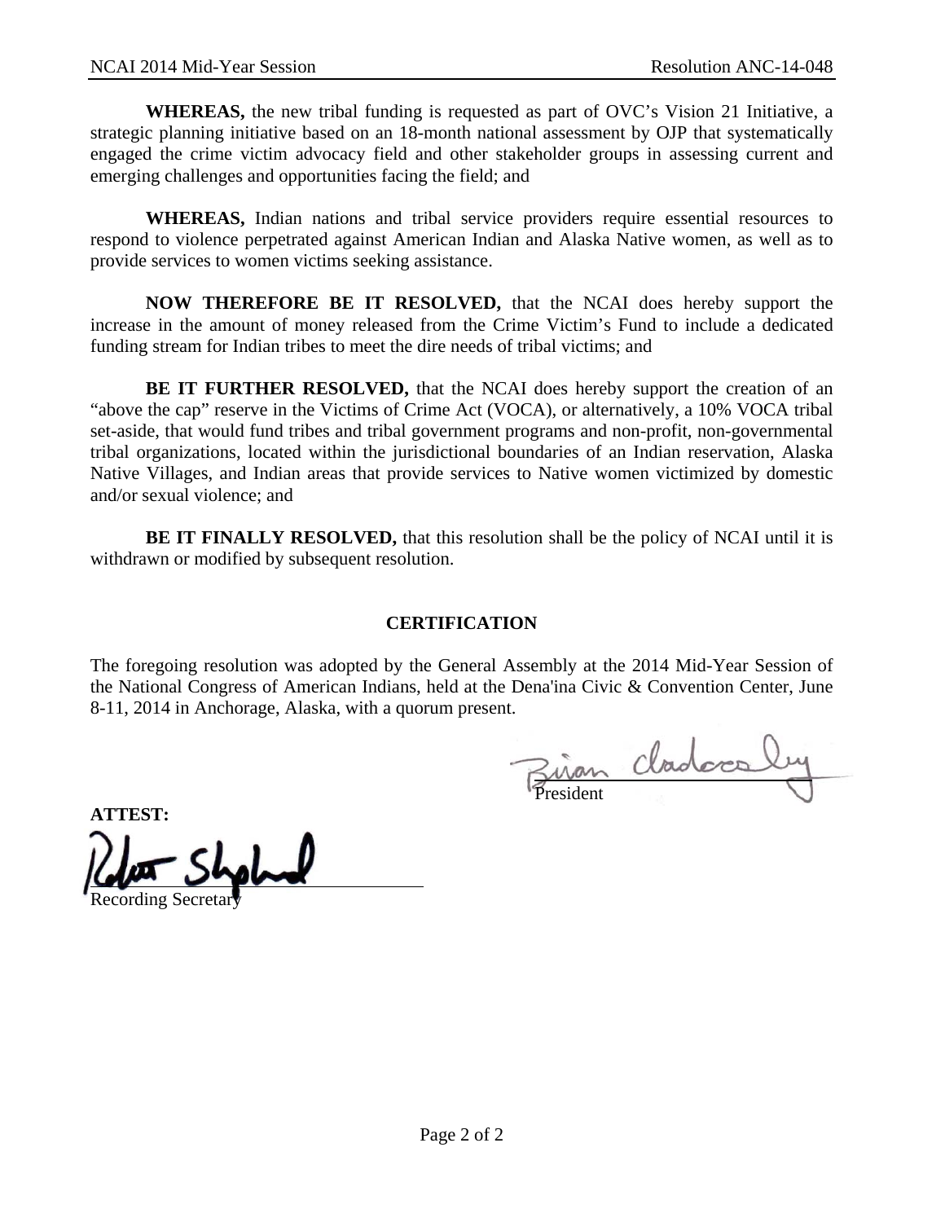**WHEREAS,** the new tribal funding is requested as part of OVC's Vision 21 Initiative, a strategic planning initiative based on an 18-month national assessment by OJP that systematically engaged the crime victim advocacy field and other stakeholder groups in assessing current and emerging challenges and opportunities facing the field; and

**WHEREAS,** Indian nations and tribal service providers require essential resources to respond to violence perpetrated against American Indian and Alaska Native women, as well as to provide services to women victims seeking assistance.

**NOW THEREFORE BE IT RESOLVED,** that the NCAI does hereby support the increase in the amount of money released from the Crime Victim's Fund to include a dedicated funding stream for Indian tribes to meet the dire needs of tribal victims; and

**BE IT FURTHER RESOLVED,** that the NCAI does hereby support the creation of an "above the cap" reserve in the Victims of Crime Act (VOCA), or alternatively, a 10% VOCA tribal set-aside, that would fund tribes and tribal government programs and non-profit, non-governmental tribal organizations, located within the jurisdictional boundaries of an Indian reservation, Alaska Native Villages, and Indian areas that provide services to Native women victimized by domestic and/or sexual violence; and

**BE IT FINALLY RESOLVED,** that this resolution shall be the policy of NCAI until it is withdrawn or modified by subsequent resolution.

## CERTIFICATION

The foregoing resolution was adopted by the General Assembly at the 2014 Mid-Year Session of the National Congress of American Indians, held at the Dena'ina Civic & Convention Center, June 8-11, 2014 in Anchorage, Alaska, with a quorum present.

Brian Cladoosby
President

**ATTEST:**

Robert Shepherd
Recording Secretary